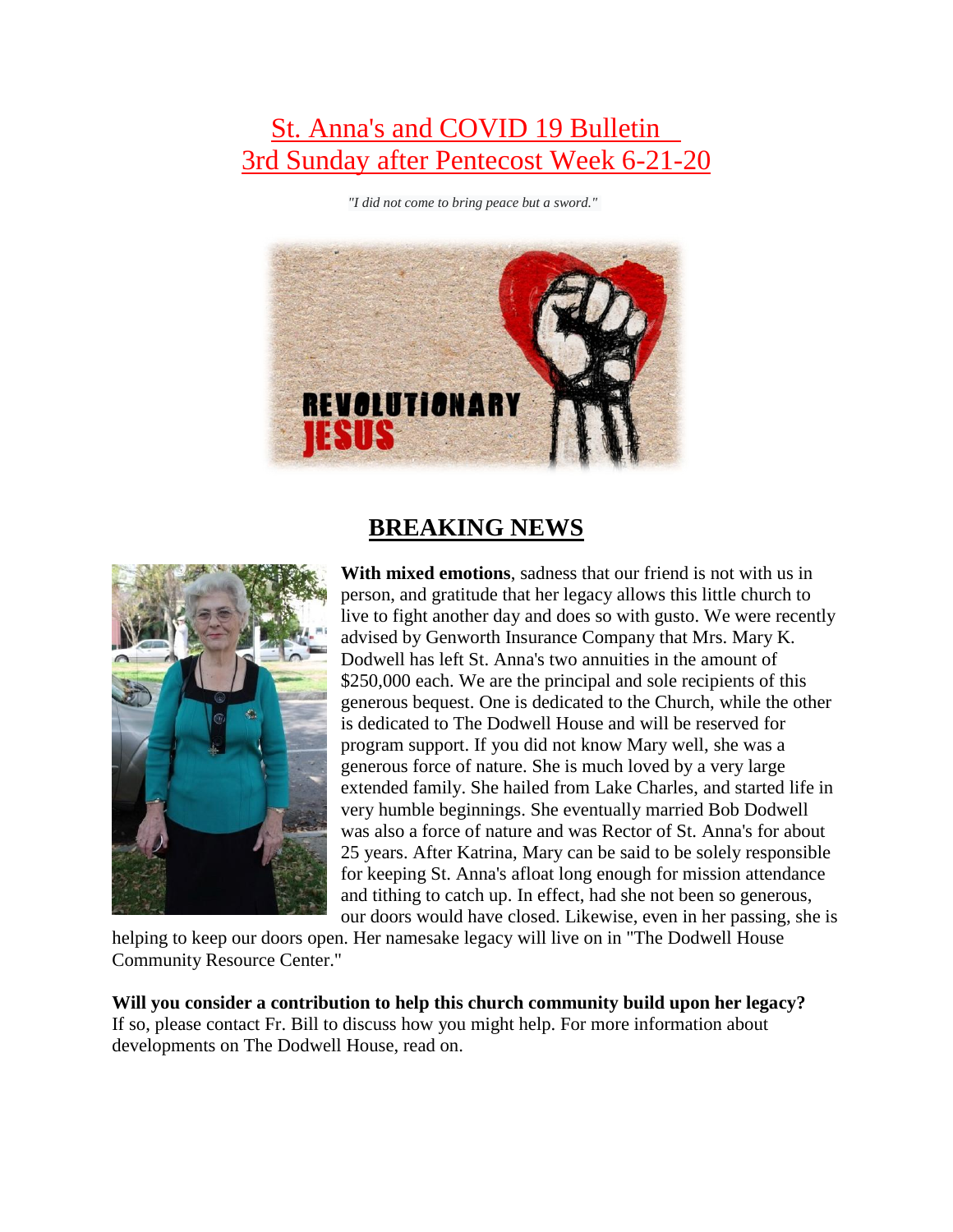# St. Anna's and COVID 19 Bulletin
# 3rd Sunday after Pentecost Week 6-21-20

*"I did not come to bring peace but a sword."*

## BREAKING NEWS

**With mixed emotions**, sadness that our friend is not with us in person, and gratitude that her legacy allows this little church to live to fight another day and does so with gusto. We were recently advised by Genworth Insurance Company that Mrs. Mary K. Dodwell has left St. Anna's two annuities in the amount of $250,000 each. We are the principal and sole recipients of this generous bequest. One is dedicated to the Church, while the other is dedicated to The Dodwell House and will be reserved for program support. If you did not know Mary well, she was a generous force of nature. She is much loved by a very large extended family. She hailed from Lake Charles, and started life in very humble beginnings. She eventually married Bob Dodwell was also a force of nature and was Rector of St. Anna's for about 25 years. After Katrina, Mary can be said to be solely responsible for keeping St. Anna's afloat long enough for mission attendance and tithing to catch up. In effect, had she not been so generous, our doors would have closed. Likewise, even in her passing, she is helping to keep our doors open. Her namesake legacy will live on in "The Dodwell House Community Resource Center."

**Will you consider a contribution to help this church community build upon her legacy?** If so, please contact Fr. Bill to discuss how you might help. For more information about developments on The Dodwell House, read on.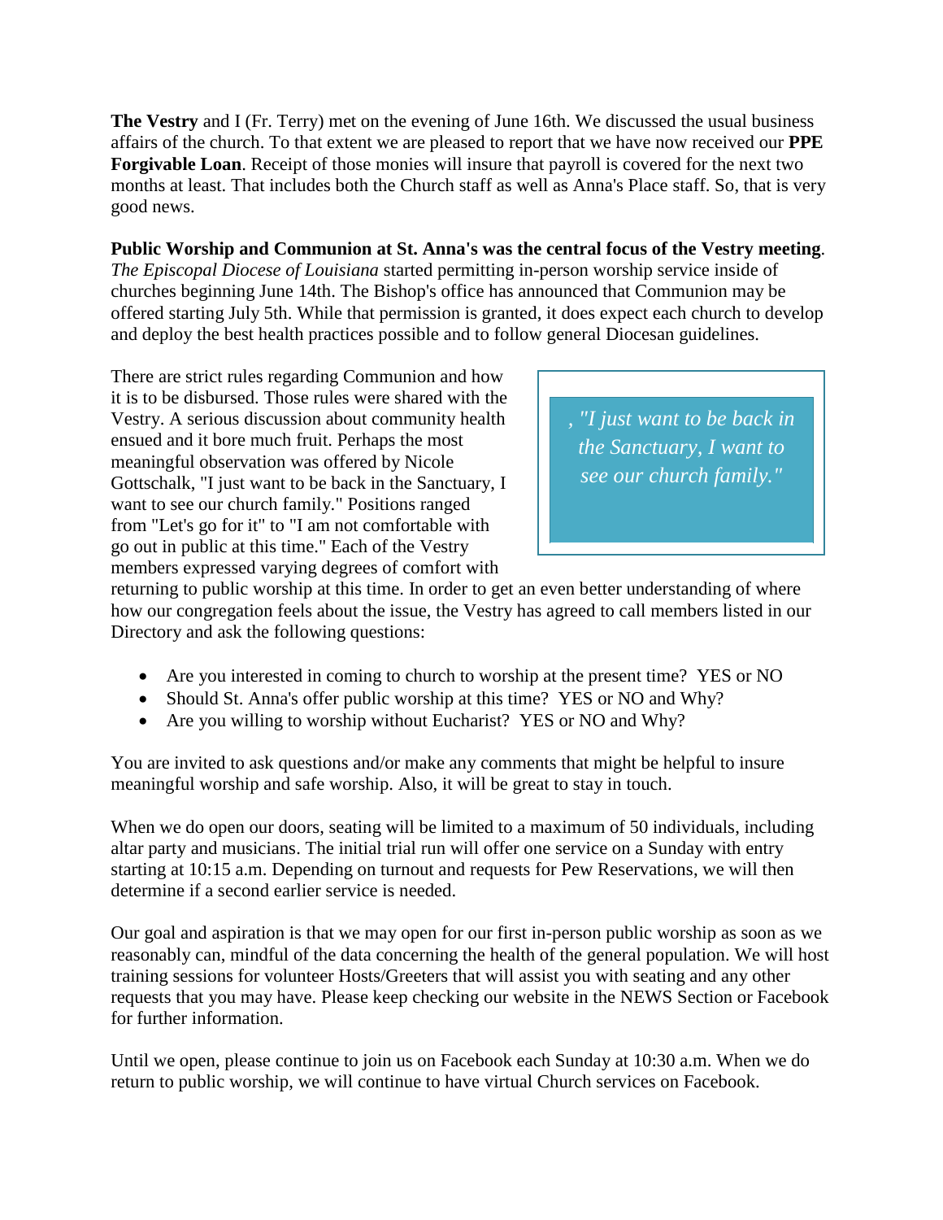**The Vestry** and I (Fr. Terry) met on the evening of June 16th. We discussed the usual business affairs of the church. To that extent we are pleased to report that we have now received our **PPE Forgivable Loan**. Receipt of those monies will insure that payroll is covered for the next two months at least. That includes both the Church staff as well as Anna's Place staff. So, that is very good news.

**Public Worship and Communion at St. Anna's was the central focus of the Vestry meeting**. *The Episcopal Diocese of Louisiana* started permitting in-person worship service inside of churches beginning June 14th. The Bishop's office has announced that Communion may be offered starting July 5th. While that permission is granted, it does expect each church to develop and deploy the best health practices possible and to follow general Diocesan guidelines.

There are strict rules regarding Communion and how it is to be disbursed. Those rules were shared with the Vestry. A serious discussion about community health ensued and it bore much fruit. Perhaps the most meaningful observation was offered by Nicole Gottschalk, "I just want to be back in the Sanctuary, I want to see our church family." Positions ranged from "Let's go for it" to "I am not comfortable with go out in public at this time." Each of the Vestry members expressed varying degrees of comfort with returning to public worship at this time. In order to get an even better understanding of where how our congregation feels about the issue, the Vestry has agreed to call members listed in our Directory and ask the following questions:

> *, "I just want to be back in the Sanctuary, I want to see our church family."*

- Are you interested in coming to church to worship at the present time? YES or NO
- Should St. Anna's offer public worship at this time? YES or NO and Why?
- Are you willing to worship without Eucharist? YES or NO and Why?

You are invited to ask questions and/or make any comments that might be helpful to insure meaningful worship and safe worship. Also, it will be great to stay in touch.

When we do open our doors, seating will be limited to a maximum of 50 individuals, including altar party and musicians. The initial trial run will offer one service on a Sunday with entry starting at 10:15 a.m. Depending on turnout and requests for Pew Reservations, we will then determine if a second earlier service is needed.

Our goal and aspiration is that we may open for our first in-person public worship as soon as we reasonably can, mindful of the data concerning the health of the general population. We will host training sessions for volunteer Hosts/Greeters that will assist you with seating and any other requests that you may have. Please keep checking our website in the NEWS Section or Facebook for further information.

Until we open, please continue to join us on Facebook each Sunday at 10:30 a.m. When we do return to public worship, we will continue to have virtual Church services on Facebook.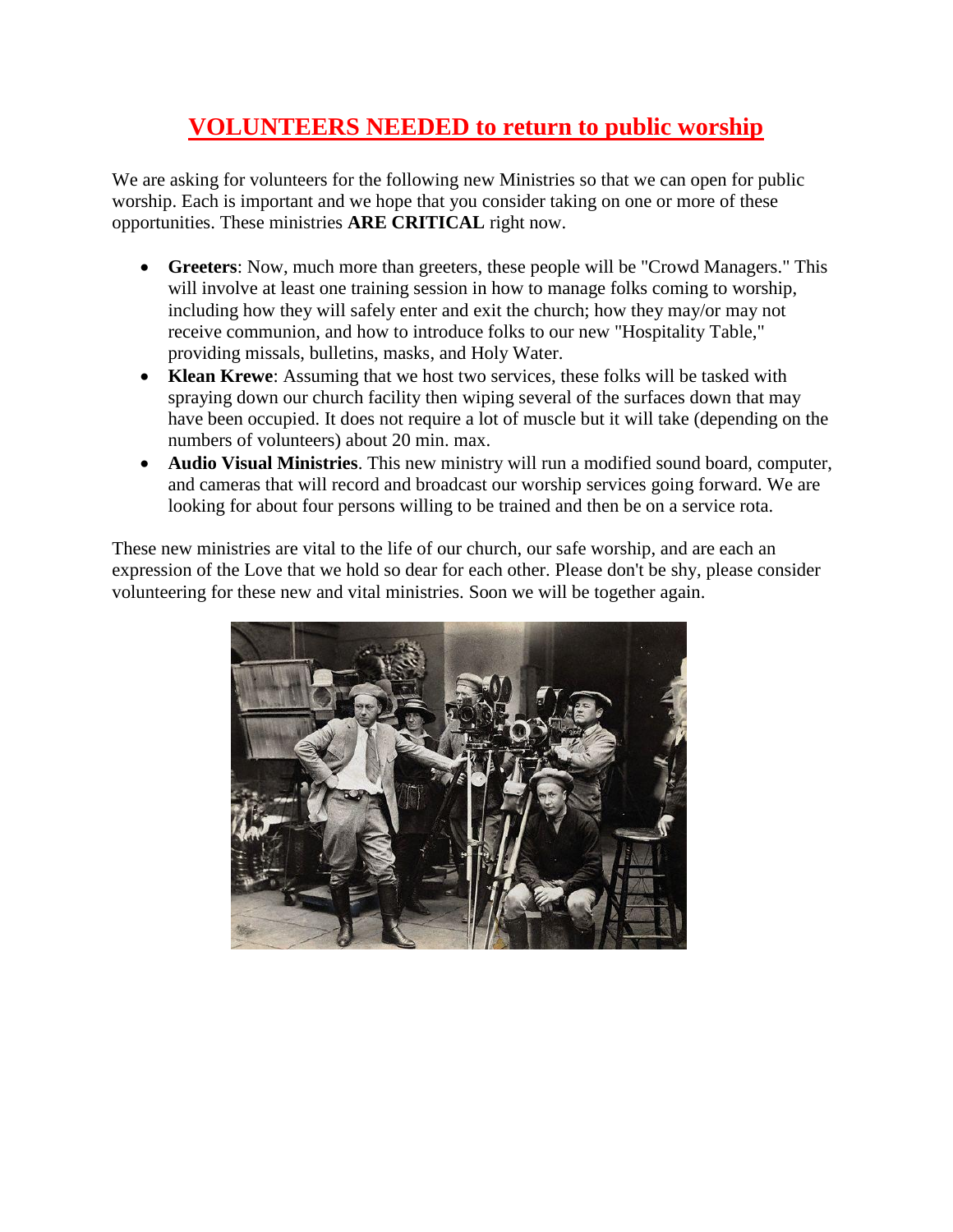# VOLUNTEERS NEEDED to return to public worship

We are asking for volunteers for the following new Ministries so that we can open for public worship. Each is important and we hope that you consider taking on one or more of these opportunities. These ministries **ARE CRITICAL** right now.

- **Greeters**: Now, much more than greeters, these people will be "Crowd Managers." This will involve at least one training session in how to manage folks coming to worship, including how they will safely enter and exit the church; how they may/or may not receive communion, and how to introduce folks to our new "Hospitality Table," providing missals, bulletins, masks, and Holy Water.
- **Klean Krewe**: Assuming that we host two services, these folks will be tasked with spraying down our church facility then wiping several of the surfaces down that may have been occupied. It does not require a lot of muscle but it will take (depending on the numbers of volunteers) about 20 min. max.
- **Audio Visual Ministries**. This new ministry will run a modified sound board, computer, and cameras that will record and broadcast our worship services going forward. We are looking for about four persons willing to be trained and then be on a service rota.

These new ministries are vital to the life of our church, our safe worship, and are each an expression of the Love that we hold so dear for each other. Please don't be shy, please consider volunteering for these new and vital ministries. Soon we will be together again.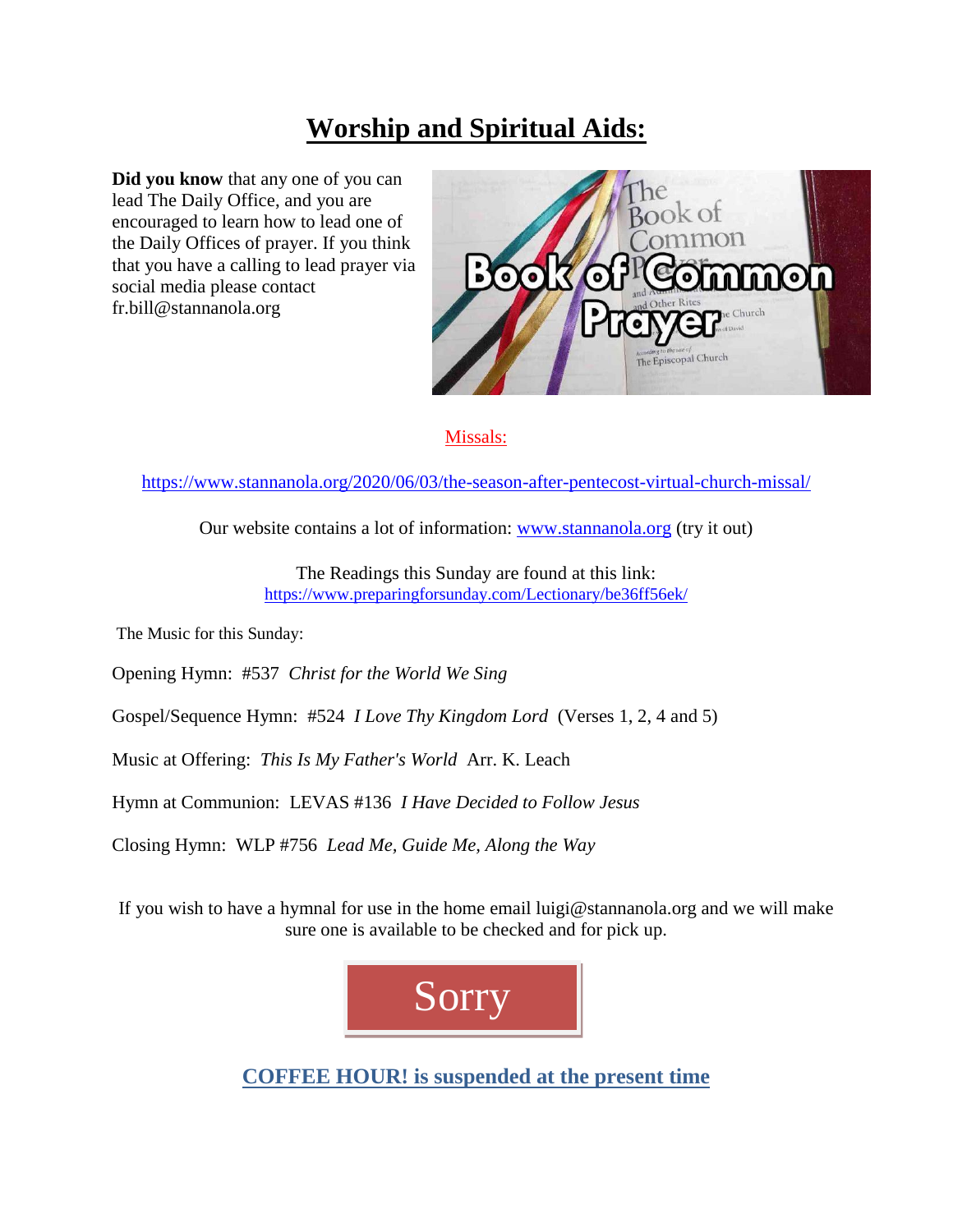# Worship and Spiritual Aids:

**Did you know** that any one of you can lead The Daily Office, and you are encouraged to learn how to lead one of the Daily Offices of prayer. If you think that you have a calling to lead prayer via social media please contact fr.bill@stannanola.org

Missals:

https://www.stannanola.org/2020/06/03/the-season-after-pentecost-virtual-church-missal/

Our website contains a lot of information: www.stannanola.org (try it out)

The Readings this Sunday are found at this link:
https://www.preparingforsunday.com/Lectionary/be36ff56ek/

The Music for this Sunday:

Opening Hymn: #537 *Christ for the World We Sing*

Gospel/Sequence Hymn: #524 *I Love Thy Kingdom Lord* (Verses 1, 2, 4 and 5)

Music at Offering: *This Is My Father's World* Arr. K. Leach

Hymn at Communion: LEVAS #136 *I Have Decided to Follow Jesus*

Closing Hymn: WLP #756 *Lead Me, Guide Me, Along the Way*

If you wish to have a hymnal for use in the home email luigi@stannanola.org and we will make sure one is available to be checked and for pick up.

Sorry

**COFFEE HOUR! is suspended at the present time**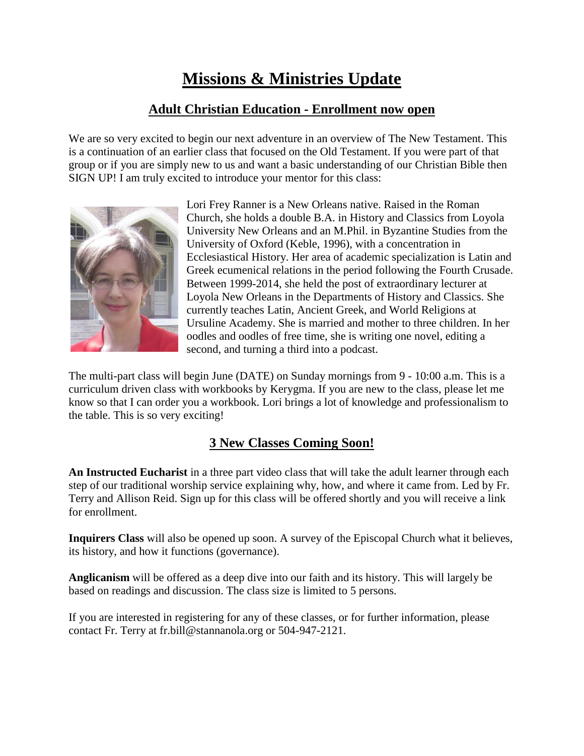# Missions & Ministries Update

## Adult Christian Education - Enrollment now open

We are so very excited to begin our next adventure in an overview of The New Testament. This is a continuation of an earlier class that focused on the Old Testament. If you were part of that group or if you are simply new to us and want a basic understanding of our Christian Bible then SIGN UP! I am truly excited to introduce your mentor for this class:

Lori Frey Ranner is a New Orleans native. Raised in the Roman Church, she holds a double B.A. in History and Classics from Loyola University New Orleans and an M.Phil. in Byzantine Studies from the University of Oxford (Keble, 1996), with a concentration in Ecclesiastical History. Her area of academic specialization is Latin and Greek ecumenical relations in the period following the Fourth Crusade. Between 1999-2014, she held the post of extraordinary lecturer at Loyola New Orleans in the Departments of History and Classics. She currently teaches Latin, Ancient Greek, and World Religions at Ursuline Academy. She is married and mother to three children. In her oodles and oodles of free time, she is writing one novel, editing a second, and turning a third into a podcast.

The multi-part class will begin June (DATE) on Sunday mornings from 9 - 10:00 a.m. This is a curriculum driven class with workbooks by Kerygma. If you are new to the class, please let me know so that I can order you a workbook. Lori brings a lot of knowledge and professionalism to the table. This is so very exciting!

## 3 New Classes Coming Soon!

**An Instructed Eucharist** in a three part video class that will take the adult learner through each step of our traditional worship service explaining why, how, and where it came from. Led by Fr. Terry and Allison Reid. Sign up for this class will be offered shortly and you will receive a link for enrollment.

**Inquirers Class** will also be opened up soon. A survey of the Episcopal Church what it believes, its history, and how it functions (governance).

**Anglicanism** will be offered as a deep dive into our faith and its history. This will largely be based on readings and discussion. The class size is limited to 5 persons.

If you are interested in registering for any of these classes, or for further information, please contact Fr. Terry at fr.bill@stannanola.org or 504-947-2121.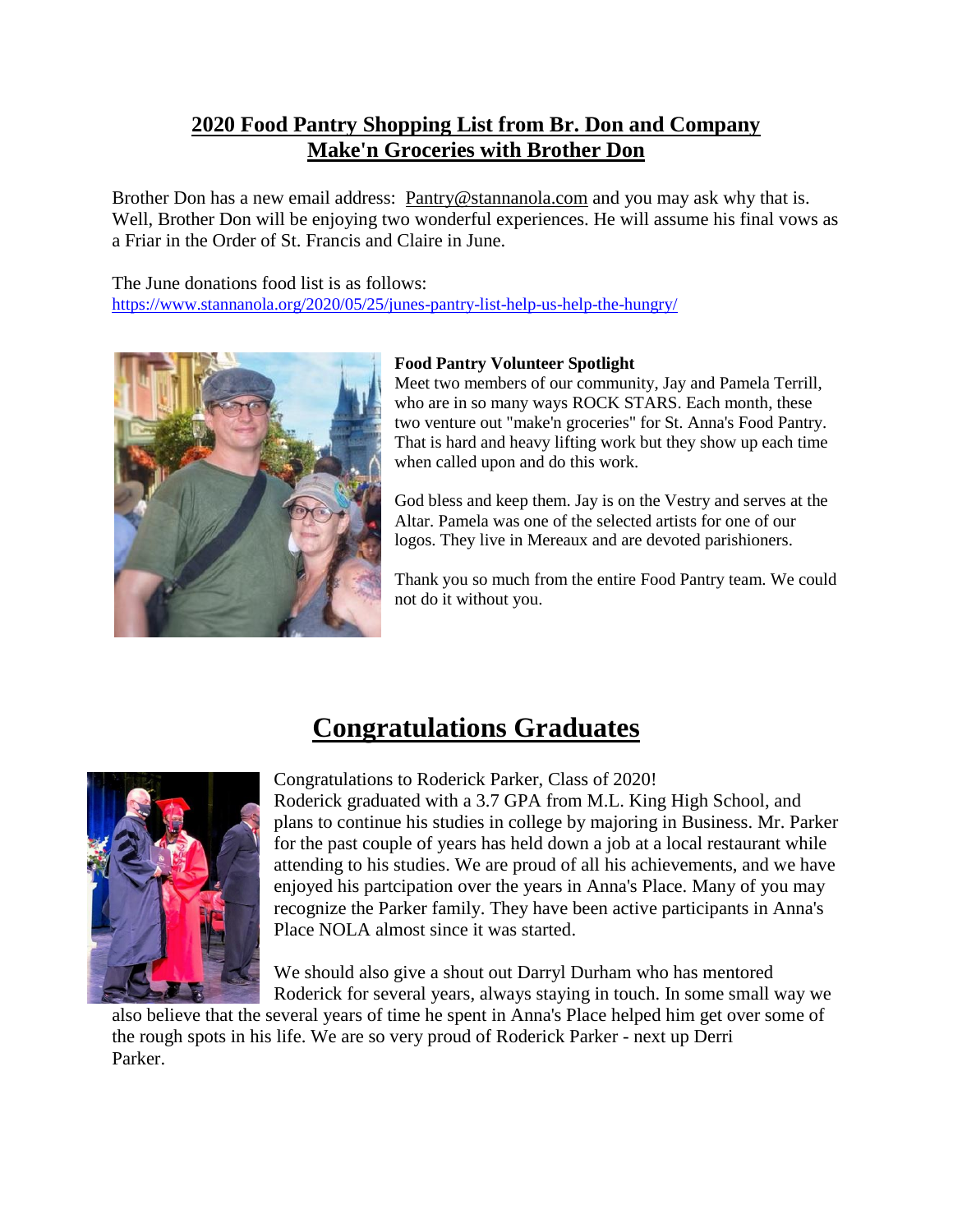## 2020 Food Pantry Shopping List from Br. Don and Company
## Make'n Groceries with Brother Don

Brother Don has a new email address: Pantry@stannanola.com and you may ask why that is. Well, Brother Don will be enjoying two wonderful experiences. He will assume his final vows as a Friar in the Order of St. Francis and Claire in June.

The June donations food list is as follows:
https://www.stannanola.org/2020/05/25/junes-pantry-list-help-us-help-the-hungry/

**Food Pantry Volunteer Spotlight**

Meet two members of our community, Jay and Pamela Terrill, who are in so many ways ROCK STARS. Each month, these two venture out "make'n groceries" for St. Anna's Food Pantry. That is hard and heavy lifting work but they show up each time when called upon and do this work.

God bless and keep them. Jay is on the Vestry and serves at the Altar. Pamela was one of the selected artists for one of our logos. They live in Mereaux and are devoted parishioners.

Thank you so much from the entire Food Pantry team. We could not do it without you.

# Congratulations Graduates

Congratulations to Roderick Parker, Class of 2020!
Roderick graduated with a 3.7 GPA from M.L. King High School, and plans to continue his studies in college by majoring in Business. Mr. Parker for the past couple of years has held down a job at a local restaurant while attending to his studies. We are proud of all his achievements, and we have enjoyed his partcipation over the years in Anna's Place. Many of you may recognize the Parker family. They have been active participants in Anna's Place NOLA almost since it was started.

We should also give a shout out Darryl Durham who has mentored Roderick for several years, always staying in touch. In some small way we also believe that the several years of time he spent in Anna's Place helped him get over some of the rough spots in his life. We are so very proud of Roderick Parker - next up Derri Parker.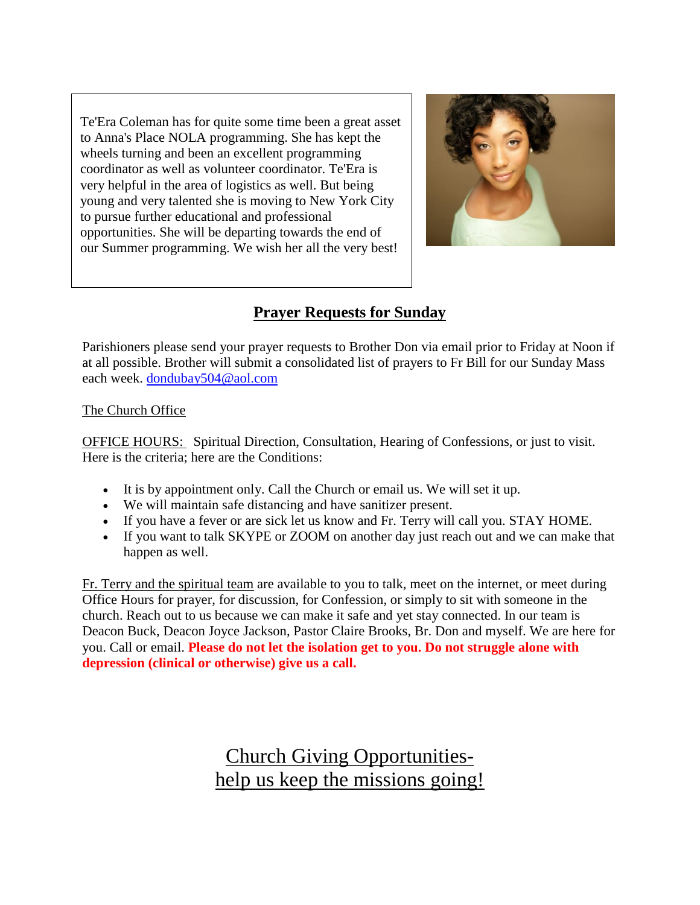Te'Era Coleman has for quite some time been a great asset to Anna's Place NOLA programming. She has kept the wheels turning and been an excellent programming coordinator as well as volunteer coordinator. Te'Era is very helpful in the area of logistics as well. But being young and very talented she is moving to New York City to pursue further educational and professional opportunities. She will be departing towards the end of our Summer programming. We wish her all the very best!

## Prayer Requests for Sunday

Parishioners please send your prayer requests to Brother Don via email prior to Friday at Noon if at all possible. Brother will submit a consolidated list of prayers to Fr Bill for our Sunday Mass each week. dondubay504@aol.com

The Church Office

OFFICE HOURS: Spiritual Direction, Consultation, Hearing of Confessions, or just to visit. Here is the criteria; here are the Conditions:

- It is by appointment only. Call the Church or email us. We will set it up.
- We will maintain safe distancing and have sanitizer present.
- If you have a fever or are sick let us know and Fr. Terry will call you. STAY HOME.
- If you want to talk SKYPE or ZOOM on another day just reach out and we can make that happen as well.

Fr. Terry and the spiritual team are available to you to talk, meet on the internet, or meet during Office Hours for prayer, for discussion, for Confession, or simply to sit with someone in the church. Reach out to us because we can make it safe and yet stay connected. In our team is Deacon Buck, Deacon Joyce Jackson, Pastor Claire Brooks, Br. Don and myself. We are here for you. Call or email. **Please do not let the isolation get to you. Do not struggle alone with depression (clinical or otherwise) give us a call.**

## Church Giving Opportunities- help us keep the missions going!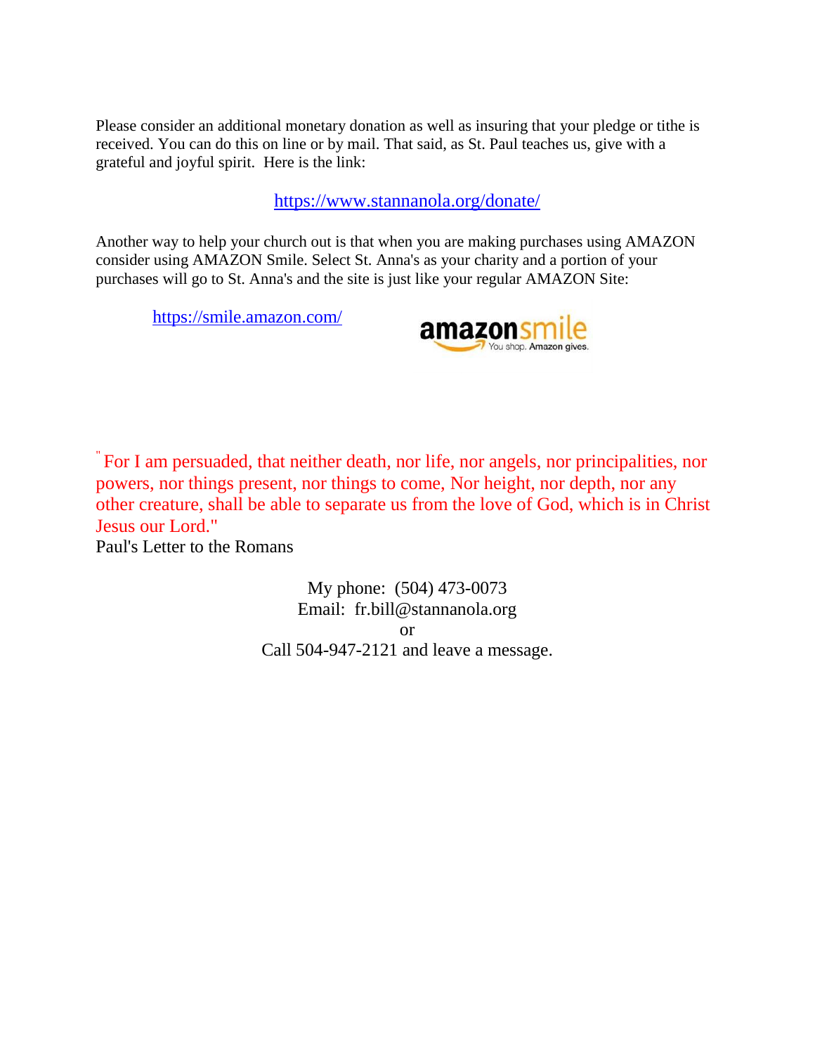Please consider an additional monetary donation as well as insuring that your pledge or tithe is received. You can do this on line or by mail. That said, as St. Paul teaches us, give with a grateful and joyful spirit. Here is the link:

https://www.stannanola.org/donate/

Another way to help your church out is that when you are making purchases using AMAZON consider using AMAZON Smile. Select St. Anna's as your charity and a portion of your purchases will go to St. Anna's and the site is just like your regular AMAZON Site:

https://smile.amazon.com/

amazonsmile
You shop. Amazon gives.

" For I am persuaded, that neither death, nor life, nor angels, nor principalities, nor powers, nor things present, nor things to come, Nor height, nor depth, nor any other creature, shall be able to separate us from the love of God, which is in Christ Jesus our Lord."
Paul's Letter to the Romans

My phone: (504) 473-0073
Email: fr.bill@stannanola.org
or
Call 504-947-2121 and leave a message.